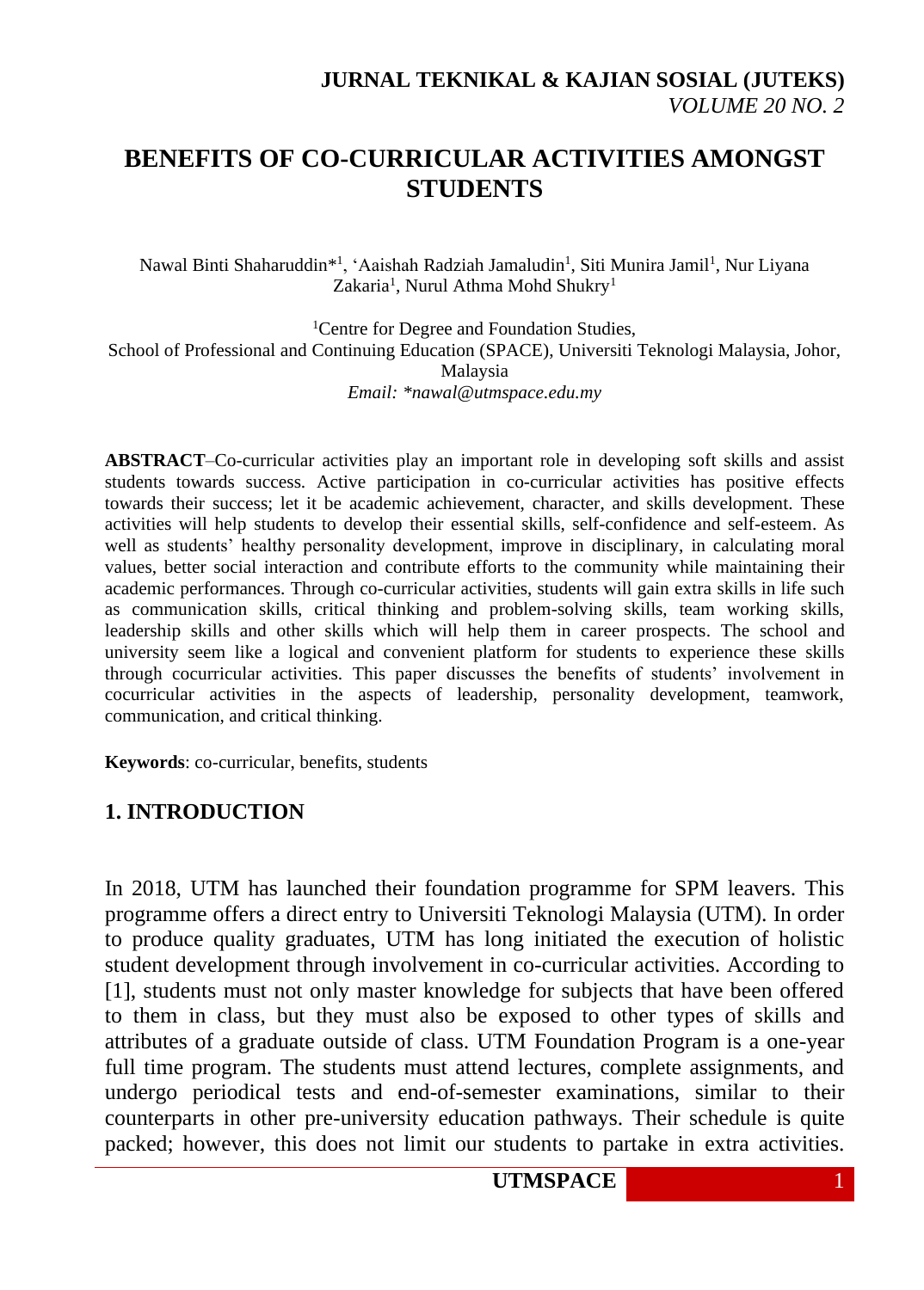# BENEFITS OF CO-CURRICULAR ACTIVITIES AMONGST STUDENTS

Nawal Binti Shaharuddin*[1], 'Aaishah Radziah Jamaludin[1], Siti Munira Jamil[1], Nur Liyana Zakaria[1], Nurul Athma Mohd Shukry[1]

[1]Centre for Degree and Foundation Studies,
School of Professional and Continuing Education (SPACE), Universiti Teknologi Malaysia, Johor, Malaysia
*Email: *nawal@utmspace.edu.my*

**ABSTRACT**–Co-curricular activities play an important role in developing soft skills and assist students towards success. Active participation in co-curricular activities has positive effects towards their success; let it be academic achievement, character, and skills development. These activities will help students to develop their essential skills, self-confidence and self-esteem. As well as students' healthy personality development, improve in disciplinary, in calculating moral values, better social interaction and contribute efforts to the community while maintaining their academic performances. Through co-curricular activities, students will gain extra skills in life such as communication skills, critical thinking and problem-solving skills, team working skills, leadership skills and other skills which will help them in career prospects. The school and university seem like a logical and convenient platform for students to experience these skills through cocurricular activities. This paper discusses the benefits of students' involvement in cocurricular activities in the aspects of leadership, personality development, teamwork, communication, and critical thinking.

**Keywords**: co-curricular, benefits, students

## 1. INTRODUCTION

In 2018, UTM has launched their foundation programme for SPM leavers. This programme offers a direct entry to Universiti Teknologi Malaysia (UTM). In order to produce quality graduates, UTM has long initiated the execution of holistic student development through involvement in co-curricular activities. According to [1], students must not only master knowledge for subjects that have been offered to them in class, but they must also be exposed to other types of skills and attributes of a graduate outside of class. UTM Foundation Program is a one-year full time program. The students must attend lectures, complete assignments, and undergo periodical tests and end-of-semester examinations, similar to their counterparts in other pre-university education pathways. Their schedule is quite packed; however, this does not limit our students to partake in extra activities.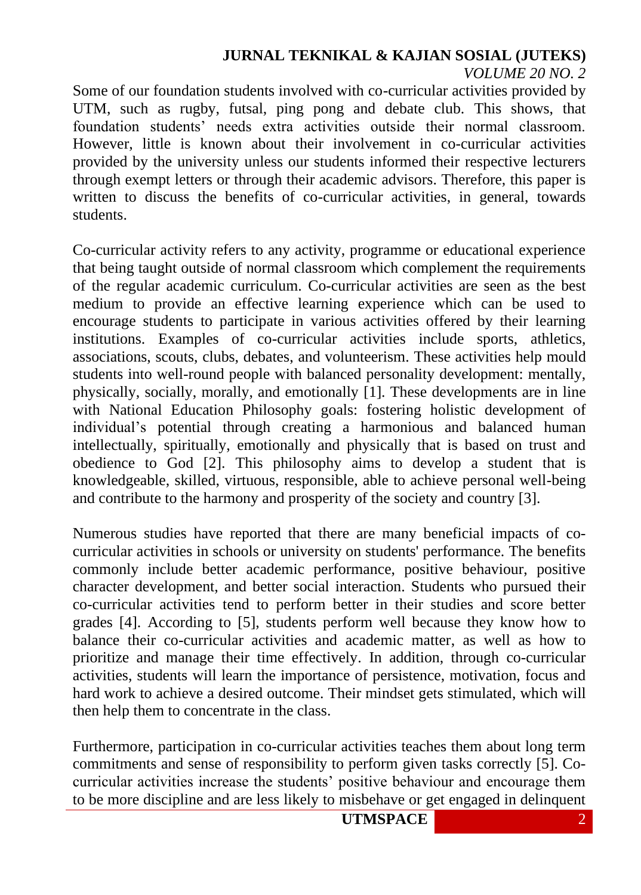Some of our foundation students involved with co-curricular activities provided by UTM, such as rugby, futsal, ping pong and debate club. This shows, that foundation students' needs extra activities outside their normal classroom. However, little is known about their involvement in co-curricular activities provided by the university unless our students informed their respective lecturers through exempt letters or through their academic advisors. Therefore, this paper is written to discuss the benefits of co-curricular activities, in general, towards students.

Co-curricular activity refers to any activity, programme or educational experience that being taught outside of normal classroom which complement the requirements of the regular academic curriculum. Co-curricular activities are seen as the best medium to provide an effective learning experience which can be used to encourage students to participate in various activities offered by their learning institutions. Examples of co-curricular activities include sports, athletics, associations, scouts, clubs, debates, and volunteerism. These activities help mould students into well-round people with balanced personality development: mentally, physically, socially, morally, and emotionally [1]. These developments are in line with National Education Philosophy goals: fostering holistic development of individual's potential through creating a harmonious and balanced human intellectually, spiritually, emotionally and physically that is based on trust and obedience to God [2]. This philosophy aims to develop a student that is knowledgeable, skilled, virtuous, responsible, able to achieve personal well-being and contribute to the harmony and prosperity of the society and country [3].

Numerous studies have reported that there are many beneficial impacts of co-curricular activities in schools or university on students' performance. The benefits commonly include better academic performance, positive behaviour, positive character development, and better social interaction. Students who pursued their co-curricular activities tend to perform better in their studies and score better grades [4]. According to [5], students perform well because they know how to balance their co-curricular activities and academic matter, as well as how to prioritize and manage their time effectively. In addition, through co-curricular activities, students will learn the importance of persistence, motivation, focus and hard work to achieve a desired outcome. Their mindset gets stimulated, which will then help them to concentrate in the class.

Furthermore, participation in co-curricular activities teaches them about long term commitments and sense of responsibility to perform given tasks correctly [5]. Co-curricular activities increase the students' positive behaviour and encourage them to be more discipline and are less likely to misbehave or get engaged in delinquent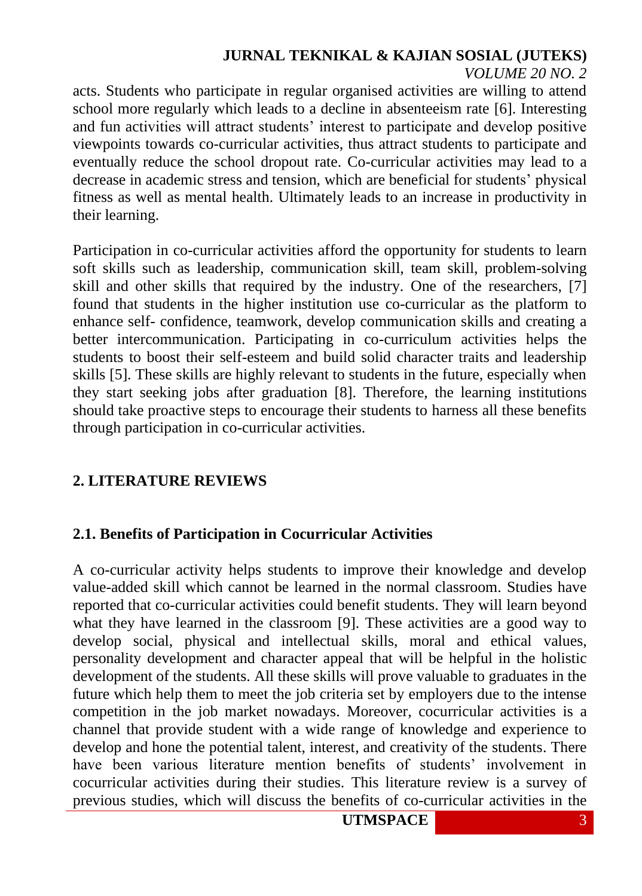acts. Students who participate in regular organised activities are willing to attend school more regularly which leads to a decline in absenteeism rate [6]. Interesting and fun activities will attract students' interest to participate and develop positive viewpoints towards co-curricular activities, thus attract students to participate and eventually reduce the school dropout rate. Co-curricular activities may lead to a decrease in academic stress and tension, which are beneficial for students' physical fitness as well as mental health. Ultimately leads to an increase in productivity in their learning.

Participation in co-curricular activities afford the opportunity for students to learn soft skills such as leadership, communication skill, team skill, problem-solving skill and other skills that required by the industry. One of the researchers, [7] found that students in the higher institution use co-curricular as the platform to enhance self- confidence, teamwork, develop communication skills and creating a better intercommunication. Participating in co-curriculum activities helps the students to boost their self-esteem and build solid character traits and leadership skills [5]. These skills are highly relevant to students in the future, especially when they start seeking jobs after graduation [8]. Therefore, the learning institutions should take proactive steps to encourage their students to harness all these benefits through participation in co-curricular activities.

## 2. LITERATURE REVIEWS

### 2.1. Benefits of Participation in Cocurricular Activities

A co-curricular activity helps students to improve their knowledge and develop value-added skill which cannot be learned in the normal classroom. Studies have reported that co-curricular activities could benefit students. They will learn beyond what they have learned in the classroom [9]. These activities are a good way to develop social, physical and intellectual skills, moral and ethical values, personality development and character appeal that will be helpful in the holistic development of the students. All these skills will prove valuable to graduates in the future which help them to meet the job criteria set by employers due to the intense competition in the job market nowadays. Moreover, cocurricular activities is a channel that provide student with a wide range of knowledge and experience to develop and hone the potential talent, interest, and creativity of the students. There have been various literature mention benefits of students' involvement in cocurricular activities during their studies. This literature review is a survey of previous studies, which will discuss the benefits of co-curricular activities in the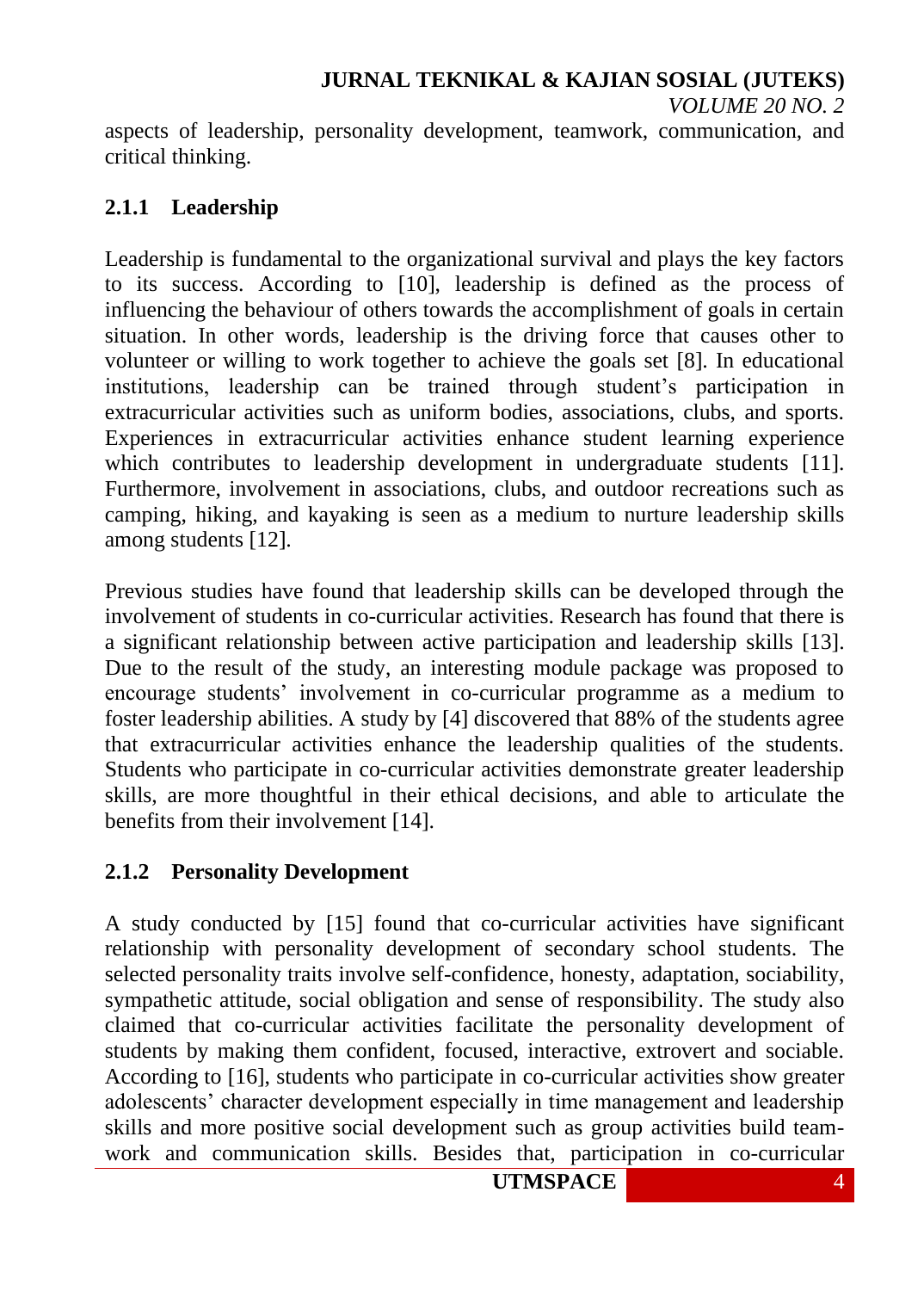aspects of leadership, personality development, teamwork, communication, and critical thinking.

### 2.1.1 Leadership

Leadership is fundamental to the organizational survival and plays the key factors to its success. According to [10], leadership is defined as the process of influencing the behaviour of others towards the accomplishment of goals in certain situation. In other words, leadership is the driving force that causes other to volunteer or willing to work together to achieve the goals set [8]. In educational institutions, leadership can be trained through student's participation in extracurricular activities such as uniform bodies, associations, clubs, and sports. Experiences in extracurricular activities enhance student learning experience which contributes to leadership development in undergraduate students [11]. Furthermore, involvement in associations, clubs, and outdoor recreations such as camping, hiking, and kayaking is seen as a medium to nurture leadership skills among students [12].

Previous studies have found that leadership skills can be developed through the involvement of students in co-curricular activities. Research has found that there is a significant relationship between active participation and leadership skills [13]. Due to the result of the study, an interesting module package was proposed to encourage students' involvement in co-curricular programme as a medium to foster leadership abilities. A study by [4] discovered that 88% of the students agree that extracurricular activities enhance the leadership qualities of the students. Students who participate in co-curricular activities demonstrate greater leadership skills, are more thoughtful in their ethical decisions, and able to articulate the benefits from their involvement [14].

### 2.1.2 Personality Development

A study conducted by [15] found that co-curricular activities have significant relationship with personality development of secondary school students. The selected personality traits involve self-confidence, honesty, adaptation, sociability, sympathetic attitude, social obligation and sense of responsibility. The study also claimed that co-curricular activities facilitate the personality development of students by making them confident, focused, interactive, extrovert and sociable. According to [16], students who participate in co-curricular activities show greater adolescents' character development especially in time management and leadership skills and more positive social development such as group activities build team-work and communication skills. Besides that, participation in co-curricular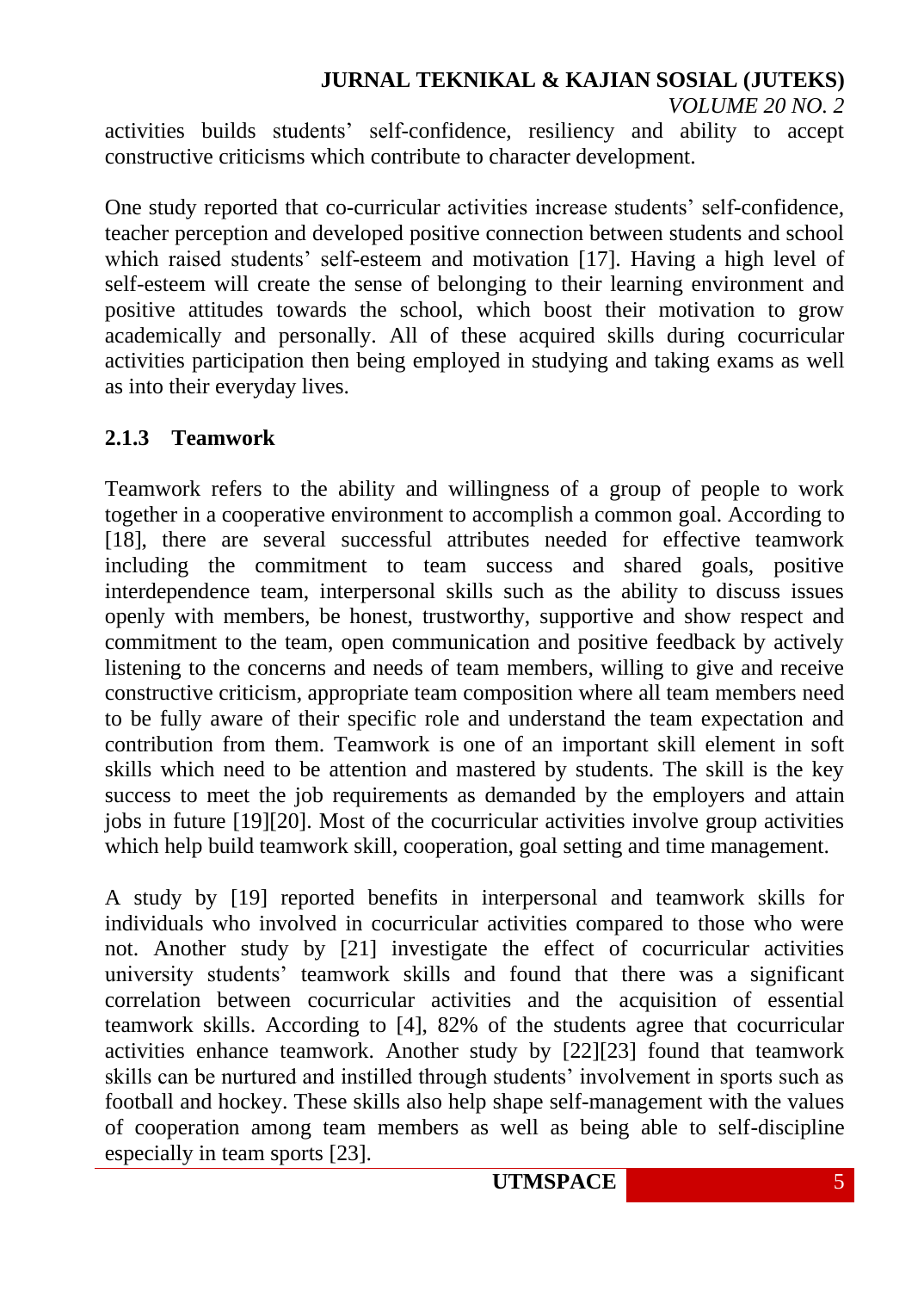activities builds students' self-confidence, resiliency and ability to accept constructive criticisms which contribute to character development.

One study reported that co-curricular activities increase students' self-confidence, teacher perception and developed positive connection between students and school which raised students' self-esteem and motivation [17]. Having a high level of self-esteem will create the sense of belonging to their learning environment and positive attitudes towards the school, which boost their motivation to grow academically and personally. All of these acquired skills during cocurricular activities participation then being employed in studying and taking exams as well as into their everyday lives.

### 2.1.3 Teamwork

Teamwork refers to the ability and willingness of a group of people to work together in a cooperative environment to accomplish a common goal. According to [18], there are several successful attributes needed for effective teamwork including the commitment to team success and shared goals, positive interdependence team, interpersonal skills such as the ability to discuss issues openly with members, be honest, trustworthy, supportive and show respect and commitment to the team, open communication and positive feedback by actively listening to the concerns and needs of team members, willing to give and receive constructive criticism, appropriate team composition where all team members need to be fully aware of their specific role and understand the team expectation and contribution from them. Teamwork is one of an important skill element in soft skills which need to be attention and mastered by students. The skill is the key success to meet the job requirements as demanded by the employers and attain jobs in future [19][20]. Most of the cocurricular activities involve group activities which help build teamwork skill, cooperation, goal setting and time management.

A study by [19] reported benefits in interpersonal and teamwork skills for individuals who involved in cocurricular activities compared to those who were not. Another study by [21] investigate the effect of cocurricular activities university students' teamwork skills and found that there was a significant correlation between cocurricular activities and the acquisition of essential teamwork skills. According to [4], 82% of the students agree that cocurricular activities enhance teamwork. Another study by [22][23] found that teamwork skills can be nurtured and instilled through students' involvement in sports such as football and hockey. These skills also help shape self-management with the values of cooperation among team members as well as being able to self-discipline especially in team sports [23].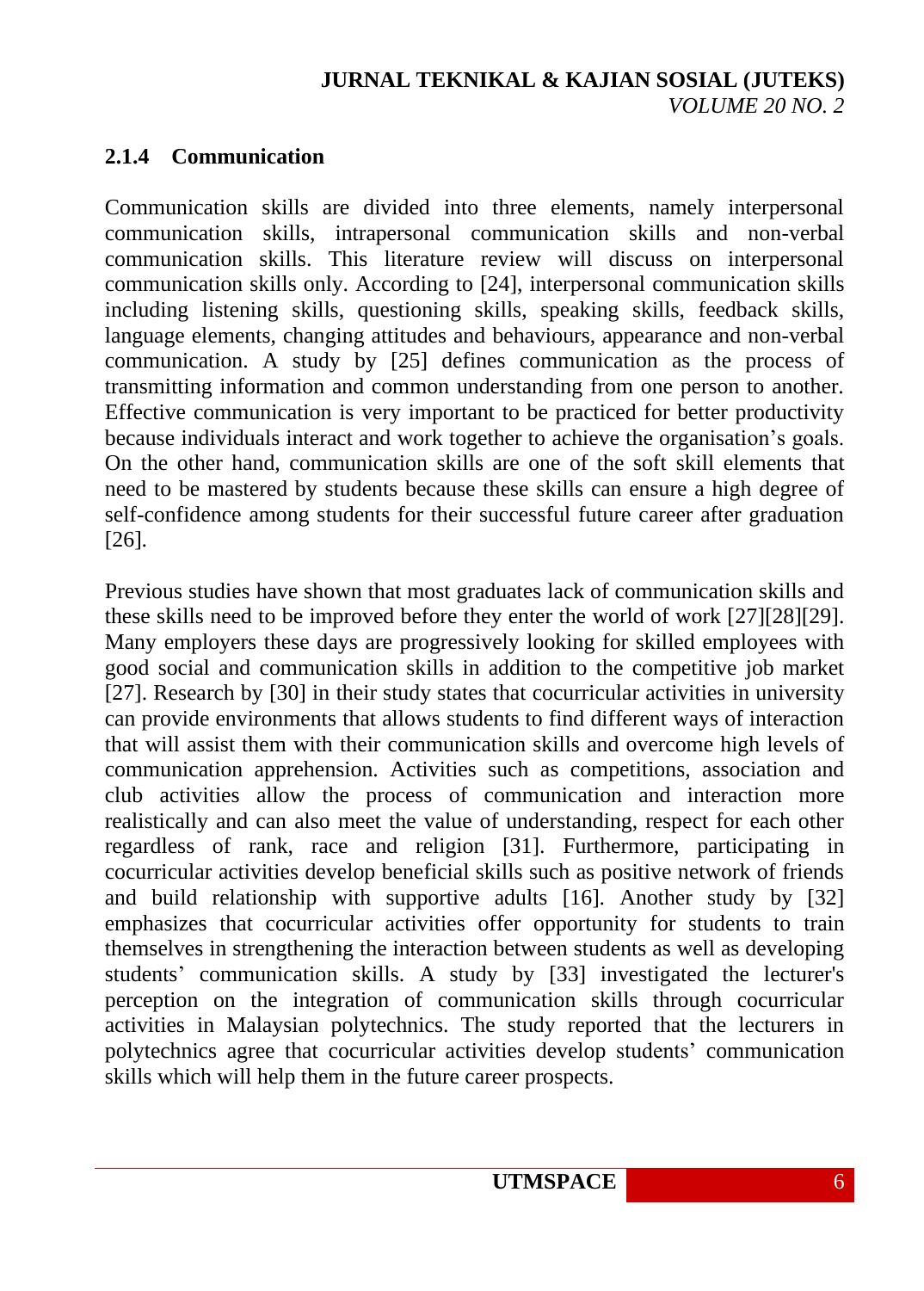#### 2.1.4 Communication

Communication skills are divided into three elements, namely interpersonal communication skills, intrapersonal communication skills and non-verbal communication skills. This literature review will discuss on interpersonal communication skills only. According to [24], interpersonal communication skills including listening skills, questioning skills, speaking skills, feedback skills, language elements, changing attitudes and behaviours, appearance and non-verbal communication. A study by [25] defines communication as the process of transmitting information and common understanding from one person to another. Effective communication is very important to be practiced for better productivity because individuals interact and work together to achieve the organisation's goals. On the other hand, communication skills are one of the soft skill elements that need to be mastered by students because these skills can ensure a high degree of self-confidence among students for their successful future career after graduation [26].

Previous studies have shown that most graduates lack of communication skills and these skills need to be improved before they enter the world of work [27][28][29]. Many employers these days are progressively looking for skilled employees with good social and communication skills in addition to the competitive job market [27]. Research by [30] in their study states that cocurricular activities in university can provide environments that allows students to find different ways of interaction that will assist them with their communication skills and overcome high levels of communication apprehension. Activities such as competitions, association and club activities allow the process of communication and interaction more realistically and can also meet the value of understanding, respect for each other regardless of rank, race and religion [31]. Furthermore, participating in cocurricular activities develop beneficial skills such as positive network of friends and build relationship with supportive adults [16]. Another study by [32] emphasizes that cocurricular activities offer opportunity for students to train themselves in strengthening the interaction between students as well as developing students' communication skills. A study by [33] investigated the lecturer's perception on the integration of communication skills through cocurricular activities in Malaysian polytechnics. The study reported that the lecturers in polytechnics agree that cocurricular activities develop students' communication skills which will help them in the future career prospects.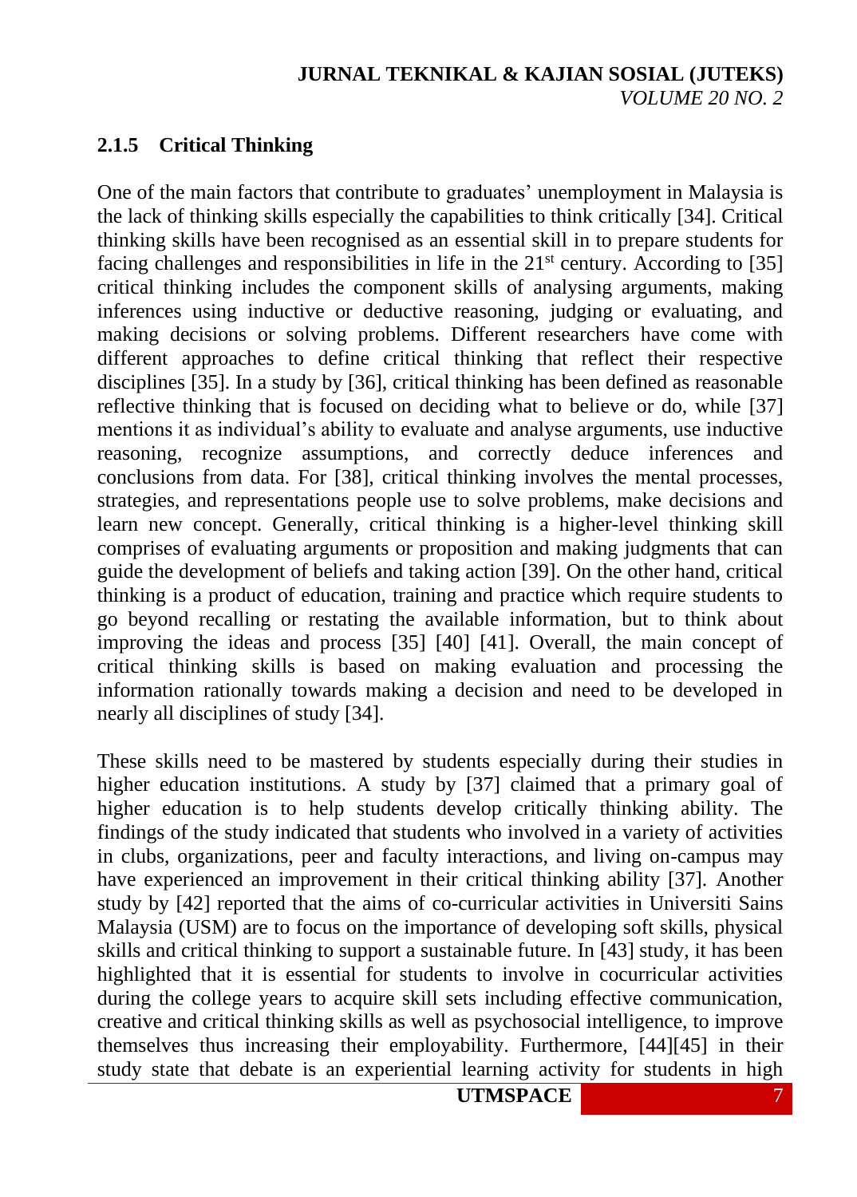### 2.1.5 Critical Thinking

One of the main factors that contribute to graduates' unemployment in Malaysia is the lack of thinking skills especially the capabilities to think critically [34]. Critical thinking skills have been recognised as an essential skill in to prepare students for facing challenges and responsibilities in life in the 21st century. According to [35] critical thinking includes the component skills of analysing arguments, making inferences using inductive or deductive reasoning, judging or evaluating, and making decisions or solving problems. Different researchers have come with different approaches to define critical thinking that reflect their respective disciplines [35]. In a study by [36], critical thinking has been defined as reasonable reflective thinking that is focused on deciding what to believe or do, while [37] mentions it as individual's ability to evaluate and analyse arguments, use inductive reasoning, recognize assumptions, and correctly deduce inferences and conclusions from data. For [38], critical thinking involves the mental processes, strategies, and representations people use to solve problems, make decisions and learn new concept. Generally, critical thinking is a higher-level thinking skill comprises of evaluating arguments or proposition and making judgments that can guide the development of beliefs and taking action [39]. On the other hand, critical thinking is a product of education, training and practice which require students to go beyond recalling or restating the available information, but to think about improving the ideas and process [35] [40] [41]. Overall, the main concept of critical thinking skills is based on making evaluation and processing the information rationally towards making a decision and need to be developed in nearly all disciplines of study [34].

These skills need to be mastered by students especially during their studies in higher education institutions. A study by [37] claimed that a primary goal of higher education is to help students develop critically thinking ability. The findings of the study indicated that students who involved in a variety of activities in clubs, organizations, peer and faculty interactions, and living on-campus may have experienced an improvement in their critical thinking ability [37]. Another study by [42] reported that the aims of co-curricular activities in Universiti Sains Malaysia (USM) are to focus on the importance of developing soft skills, physical skills and critical thinking to support a sustainable future. In [43] study, it has been highlighted that it is essential for students to involve in cocurricular activities during the college years to acquire skill sets including effective communication, creative and critical thinking skills as well as psychosocial intelligence, to improve themselves thus increasing their employability. Furthermore, [44][45] in their study state that debate is an experiential learning activity for students in high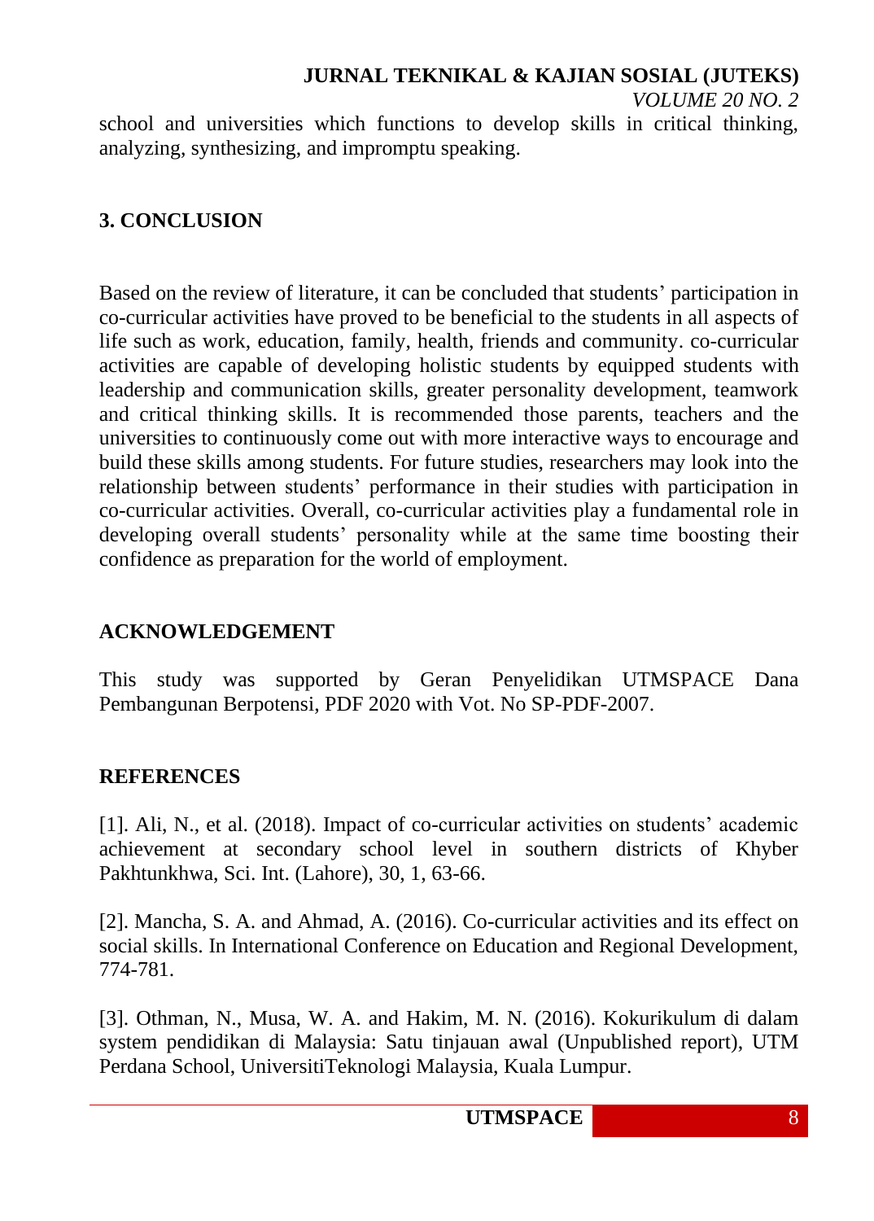school and universities which functions to develop skills in critical thinking, analyzing, synthesizing, and impromptu speaking.

## 3. CONCLUSION

Based on the review of literature, it can be concluded that students' participation in co-curricular activities have proved to be beneficial to the students in all aspects of life such as work, education, family, health, friends and community. co-curricular activities are capable of developing holistic students by equipped students with leadership and communication skills, greater personality development, teamwork and critical thinking skills. It is recommended those parents, teachers and the universities to continuously come out with more interactive ways to encourage and build these skills among students. For future studies, researchers may look into the relationship between students' performance in their studies with participation in co-curricular activities. Overall, co-curricular activities play a fundamental role in developing overall students' personality while at the same time boosting their confidence as preparation for the world of employment.

## ACKNOWLEDGEMENT

This study was supported by Geran Penyelidikan UTMSPACE Dana Pembangunan Berpotensi, PDF 2020 with Vot. No SP-PDF-2007.

## REFERENCES

[1]. Ali, N., et al. (2018). Impact of co-curricular activities on students' academic achievement at secondary school level in southern districts of Khyber Pakhtunkhwa, Sci. Int. (Lahore), 30, 1, 63-66.

[2]. Mancha, S. A. and Ahmad, A. (2016). Co-curricular activities and its effect on social skills. In International Conference on Education and Regional Development, 774-781.

[3]. Othman, N., Musa, W. A. and Hakim, M. N. (2016). Kokurikulum di dalam system pendidikan di Malaysia: Satu tinjauan awal (Unpublished report), UTM Perdana School, UniversitiTeknologi Malaysia, Kuala Lumpur.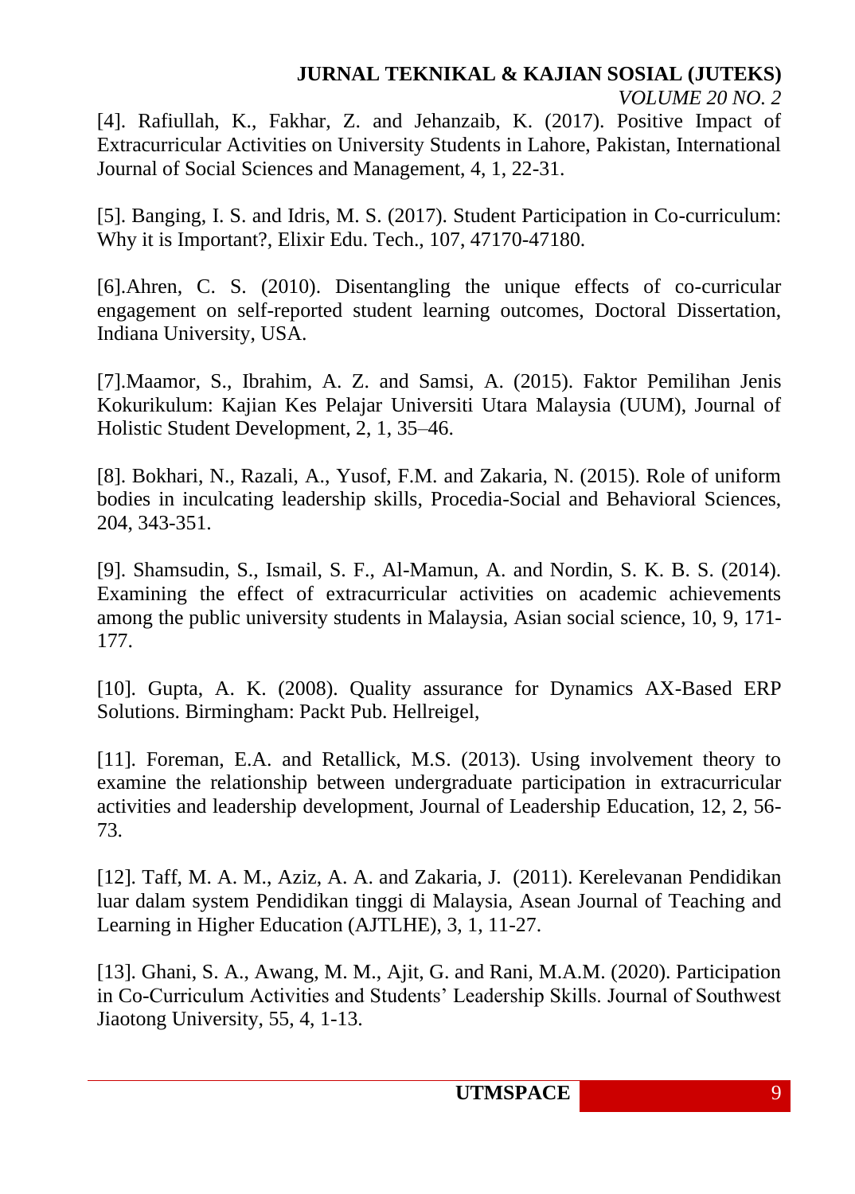[4]. Rafiullah, K., Fakhar, Z. and Jehanzaib, K. (2017). Positive Impact of Extracurricular Activities on University Students in Lahore, Pakistan, International Journal of Social Sciences and Management, 4, 1, 22-31.

[5]. Banging, I. S. and Idris, M. S. (2017). Student Participation in Co-curriculum: Why it is Important?, Elixir Edu. Tech., 107, 47170-47180.

[6].Ahren, C. S. (2010). Disentangling the unique effects of co-curricular engagement on self-reported student learning outcomes, Doctoral Dissertation, Indiana University, USA.

[7].Maamor, S., Ibrahim, A. Z. and Samsi, A. (2015). Faktor Pemilihan Jenis Kokurikulum: Kajian Kes Pelajar Universiti Utara Malaysia (UUM), Journal of Holistic Student Development, 2, 1, 35–46.

[8]. Bokhari, N., Razali, A., Yusof, F.M. and Zakaria, N. (2015). Role of uniform bodies in inculcating leadership skills, Procedia-Social and Behavioral Sciences, 204, 343-351.

[9]. Shamsudin, S., Ismail, S. F., Al-Mamun, A. and Nordin, S. K. B. S. (2014). Examining the effect of extracurricular activities on academic achievements among the public university students in Malaysia, Asian social science, 10, 9, 171-177.

[10]. Gupta, A. K. (2008). Quality assurance for Dynamics AX-Based ERP Solutions. Birmingham: Packt Pub. Hellreigel,

[11]. Foreman, E.A. and Retallick, M.S. (2013). Using involvement theory to examine the relationship between undergraduate participation in extracurricular activities and leadership development, Journal of Leadership Education, 12, 2, 56-73.

[12]. Taff, M. A. M., Aziz, A. A. and Zakaria, J. (2011). Kerelevanan Pendidikan luar dalam system Pendidikan tinggi di Malaysia, Asean Journal of Teaching and Learning in Higher Education (AJTLHE), 3, 1, 11-27.

[13]. Ghani, S. A., Awang, M. M., Ajit, G. and Rani, M.A.M. (2020). Participation in Co-Curriculum Activities and Students' Leadership Skills. Journal of Southwest Jiaotong University, 55, 4, 1-13.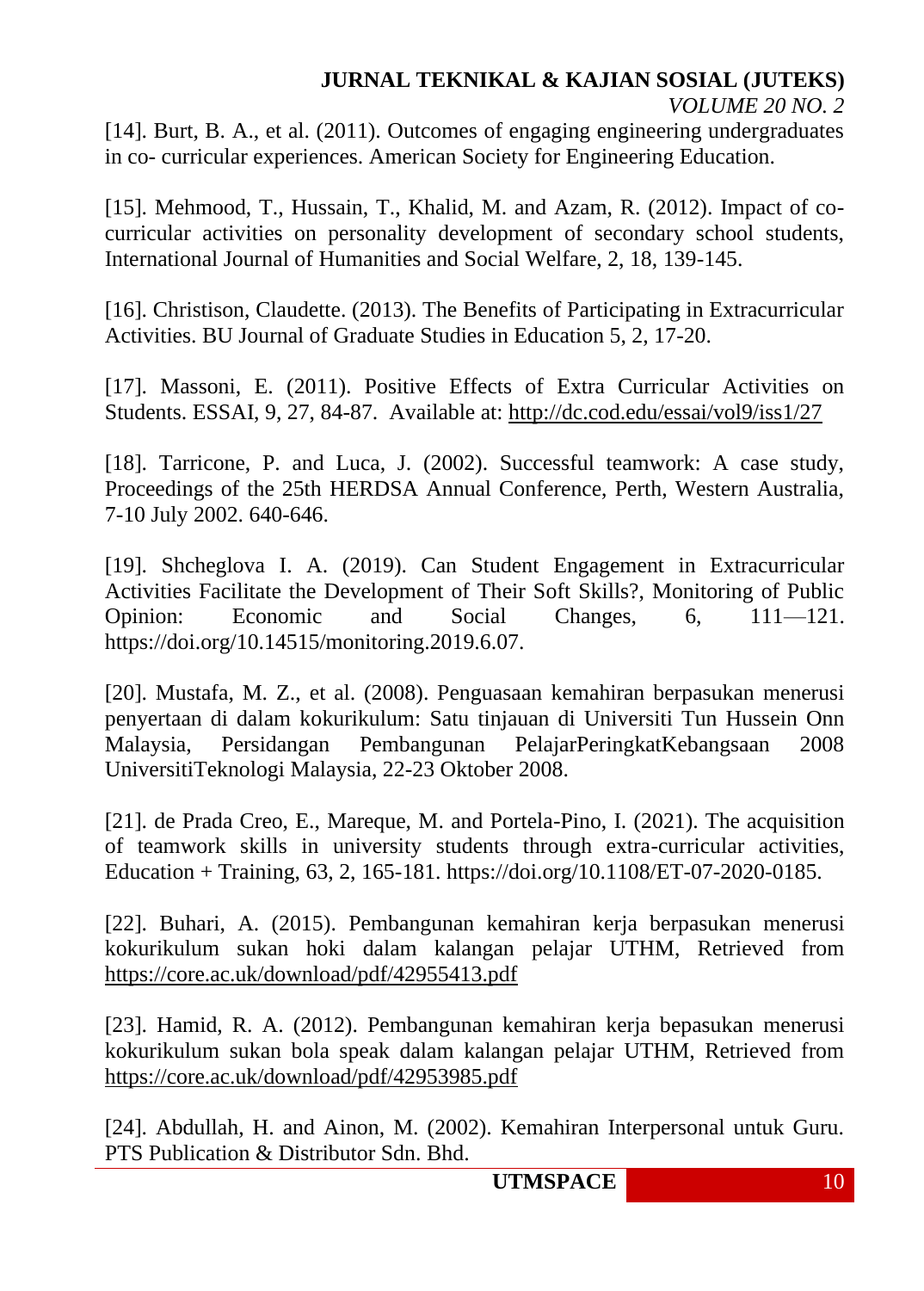[14]. Burt, B. A., et al. (2011). Outcomes of engaging engineering undergraduates in co- curricular experiences. American Society for Engineering Education.

[15]. Mehmood, T., Hussain, T., Khalid, M. and Azam, R. (2012). Impact of co-curricular activities on personality development of secondary school students, International Journal of Humanities and Social Welfare, 2, 18, 139-145.

[16]. Christison, Claudette. (2013). The Benefits of Participating in Extracurricular Activities. BU Journal of Graduate Studies in Education 5, 2, 17-20.

[17]. Massoni, E. (2011). Positive Effects of Extra Curricular Activities on Students. ESSAI, 9, 27, 84-87. Available at: http://dc.cod.edu/essai/vol9/iss1/27

[18]. Tarricone, P. and Luca, J. (2002). Successful teamwork: A case study, Proceedings of the 25th HERDSA Annual Conference, Perth, Western Australia, 7-10 July 2002. 640-646.

[19]. Shcheglova I. A. (2019). Can Student Engagement in Extracurricular Activities Facilitate the Development of Their Soft Skills?, Monitoring of Public Opinion: Economic and Social Changes, 6, 111—121. https://doi.org/10.14515/monitoring.2019.6.07.

[20]. Mustafa, M. Z., et al. (2008). Penguasaan kemahiran berpasukan menerusi penyertaan di dalam kokurikulum: Satu tinjauan di Universiti Tun Hussein Onn Malaysia, Persidangan Pembangunan PelajarPeringkatKebangsaan 2008 UniversitiTeknologi Malaysia, 22-23 Oktober 2008.

[21]. de Prada Creo, E., Mareque, M. and Portela-Pino, I. (2021). The acquisition of teamwork skills in university students through extra-curricular activities, Education + Training, 63, 2, 165-181. https://doi.org/10.1108/ET-07-2020-0185.

[22]. Buhari, A. (2015). Pembangunan kemahiran kerja berpasukan menerusi kokurikulum sukan hoki dalam kalangan pelajar UTHM, Retrieved from https://core.ac.uk/download/pdf/42955413.pdf

[23]. Hamid, R. A. (2012). Pembangunan kemahiran kerja bepasukan menerusi kokurikulum sukan bola speak dalam kalangan pelajar UTHM, Retrieved from https://core.ac.uk/download/pdf/42953985.pdf

[24]. Abdullah, H. and Ainon, M. (2002). Kemahiran Interpersonal untuk Guru. PTS Publication & Distributor Sdn. Bhd.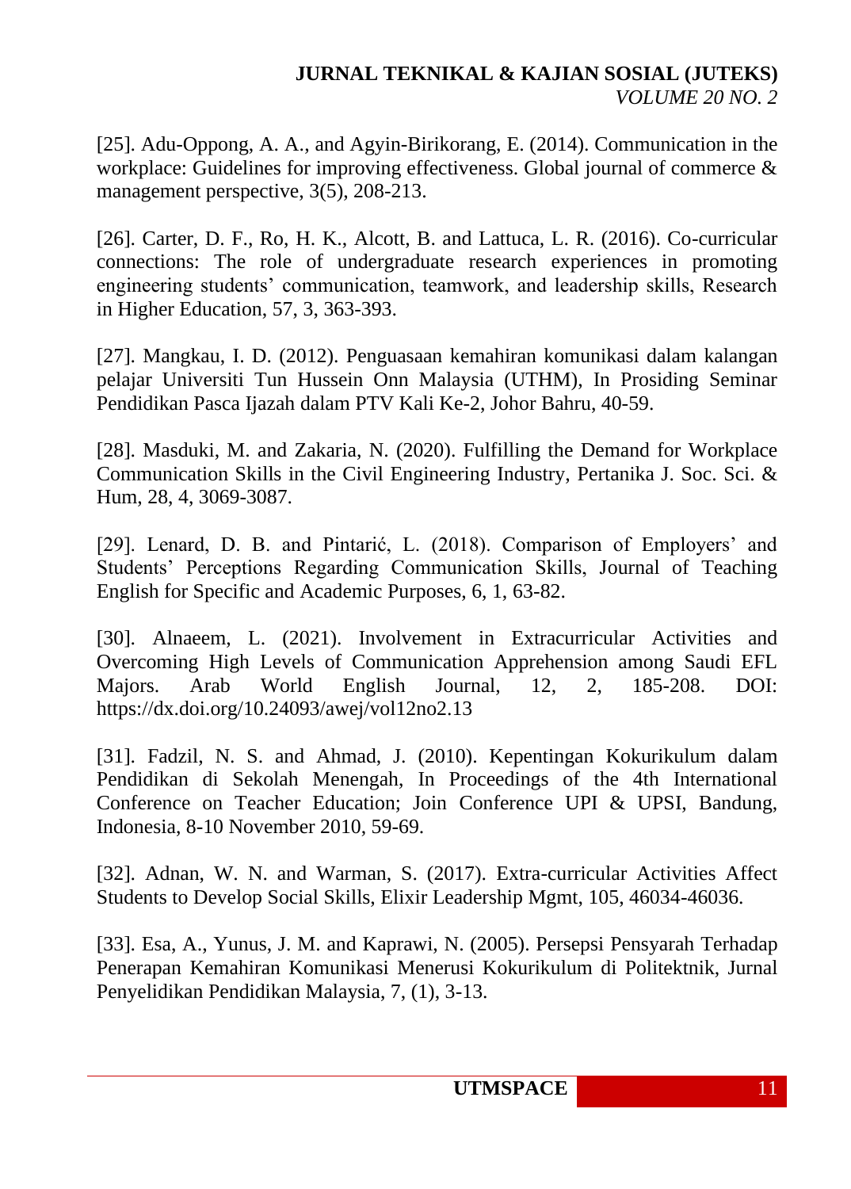[25]. Adu-Oppong, A. A., and Agyin-Birikorang, E. (2014). Communication in the workplace: Guidelines for improving effectiveness. Global journal of commerce & management perspective, 3(5), 208-213.

[26]. Carter, D. F., Ro, H. K., Alcott, B. and Lattuca, L. R. (2016). Co-curricular connections: The role of undergraduate research experiences in promoting engineering students' communication, teamwork, and leadership skills, Research in Higher Education, 57, 3, 363-393.

[27]. Mangkau, I. D. (2012). Penguasaan kemahiran komunikasi dalam kalangan pelajar Universiti Tun Hussein Onn Malaysia (UTHM), In Prosiding Seminar Pendidikan Pasca Ijazah dalam PTV Kali Ke-2, Johor Bahru, 40-59.

[28]. Masduki, M. and Zakaria, N. (2020). Fulfilling the Demand for Workplace Communication Skills in the Civil Engineering Industry, Pertanika J. Soc. Sci. & Hum, 28, 4, 3069-3087.

[29]. Lenard, D. B. and Pintarić, L. (2018). Comparison of Employers' and Students' Perceptions Regarding Communication Skills, Journal of Teaching English for Specific and Academic Purposes, 6, 1, 63-82.

[30]. Alnaeem, L. (2021). Involvement in Extracurricular Activities and Overcoming High Levels of Communication Apprehension among Saudi EFL Majors. Arab World English Journal, 12, 2, 185-208. DOI: https://dx.doi.org/10.24093/awej/vol12no2.13

[31]. Fadzil, N. S. and Ahmad, J. (2010). Kepentingan Kokurikulum dalam Pendidikan di Sekolah Menengah, In Proceedings of the 4th International Conference on Teacher Education; Join Conference UPI & UPSI, Bandung, Indonesia, 8-10 November 2010, 59-69.

[32]. Adnan, W. N. and Warman, S. (2017). Extra-curricular Activities Affect Students to Develop Social Skills, Elixir Leadership Mgmt, 105, 46034-46036.

[33]. Esa, A., Yunus, J. M. and Kaprawi, N. (2005). Persepsi Pensyarah Terhadap Penerapan Kemahiran Komunikasi Menerusi Kokurikulum di Politektnik, Jurnal Penyelidikan Pendidikan Malaysia, 7, (1), 3-13.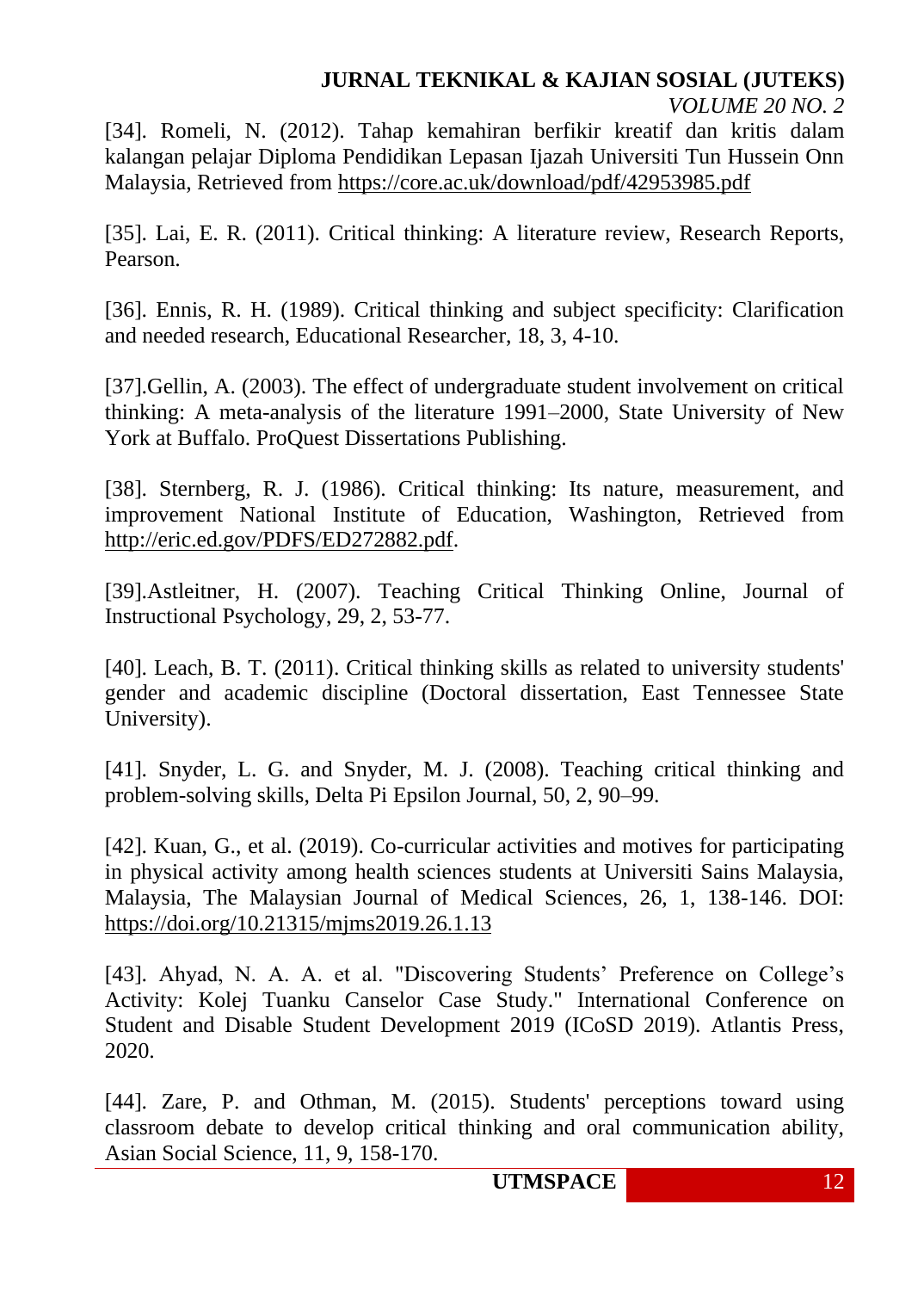[34]. Romeli, N. (2012). Tahap kemahiran berfikir kreatif dan kritis dalam kalangan pelajar Diploma Pendidikan Lepasan Ijazah Universiti Tun Hussein Onn Malaysia, Retrieved from https://core.ac.uk/download/pdf/42953985.pdf

[35]. Lai, E. R. (2011). Critical thinking: A literature review, Research Reports, Pearson.

[36]. Ennis, R. H. (1989). Critical thinking and subject specificity: Clarification and needed research, Educational Researcher, 18, 3, 4-10.

[37].Gellin, A. (2003). The effect of undergraduate student involvement on critical thinking: A meta-analysis of the literature 1991–2000, State University of New York at Buffalo. ProQuest Dissertations Publishing.

[38]. Sternberg, R. J. (1986). Critical thinking: Its nature, measurement, and improvement National Institute of Education, Washington, Retrieved from http://eric.ed.gov/PDFS/ED272882.pdf.

[39].Astleitner, H. (2007). Teaching Critical Thinking Online, Journal of Instructional Psychology, 29, 2, 53-77.

[40]. Leach, B. T. (2011). Critical thinking skills as related to university students' gender and academic discipline (Doctoral dissertation, East Tennessee State University).

[41]. Snyder, L. G. and Snyder, M. J. (2008). Teaching critical thinking and problem-solving skills, Delta Pi Epsilon Journal, 50, 2, 90–99.

[42]. Kuan, G., et al. (2019). Co-curricular activities and motives for participating in physical activity among health sciences students at Universiti Sains Malaysia, Malaysia, The Malaysian Journal of Medical Sciences, 26, 1, 138-146. DOI: https://doi.org/10.21315/mjms2019.26.1.13

[43]. Ahyad, N. A. A. et al. "Discovering Students' Preference on College's Activity: Kolej Tuanku Canselor Case Study." International Conference on Student and Disable Student Development 2019 (ICoSD 2019). Atlantis Press, 2020.

[44]. Zare, P. and Othman, M. (2015). Students' perceptions toward using classroom debate to develop critical thinking and oral communication ability, Asian Social Science, 11, 9, 158-170.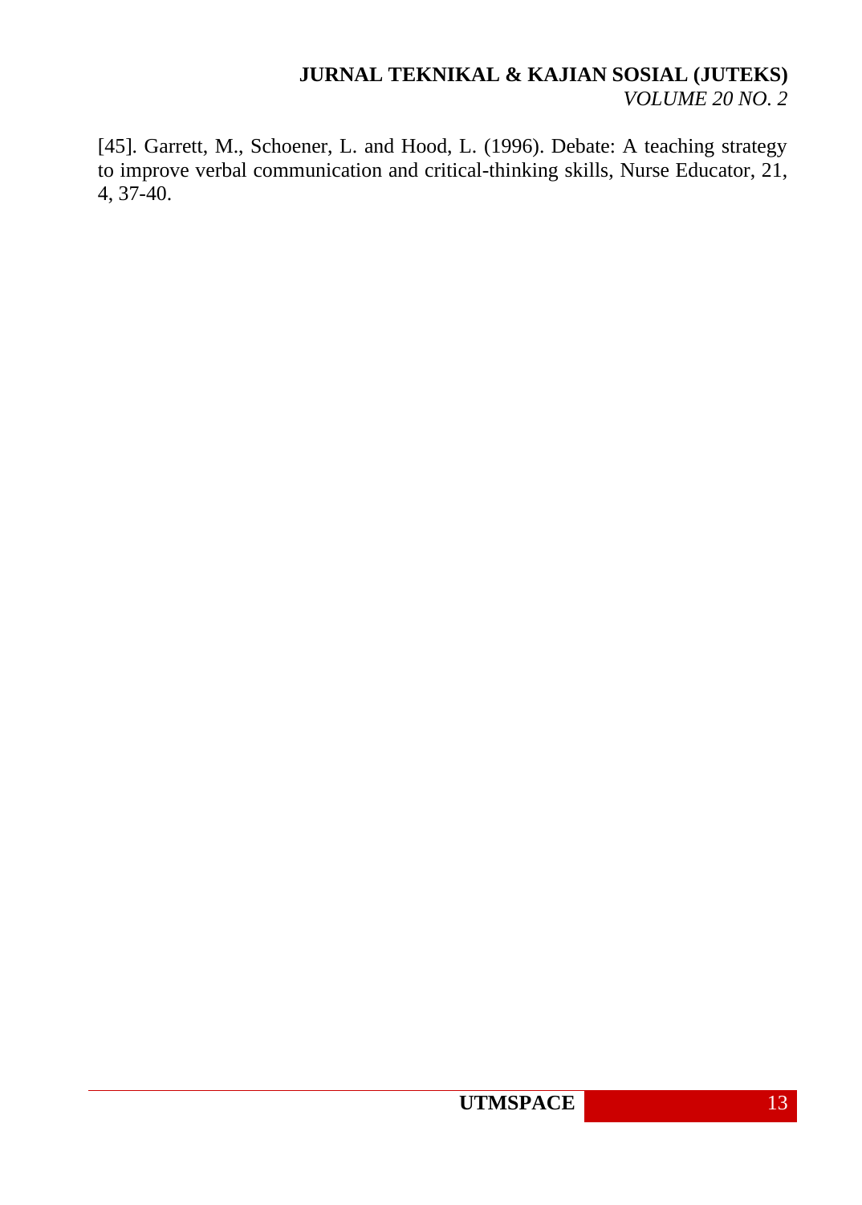[45]. Garrett, M., Schoener, L. and Hood, L. (1996). Debate: A teaching strategy to improve verbal communication and critical-thinking skills, Nurse Educator, 21, 4, 37-40.